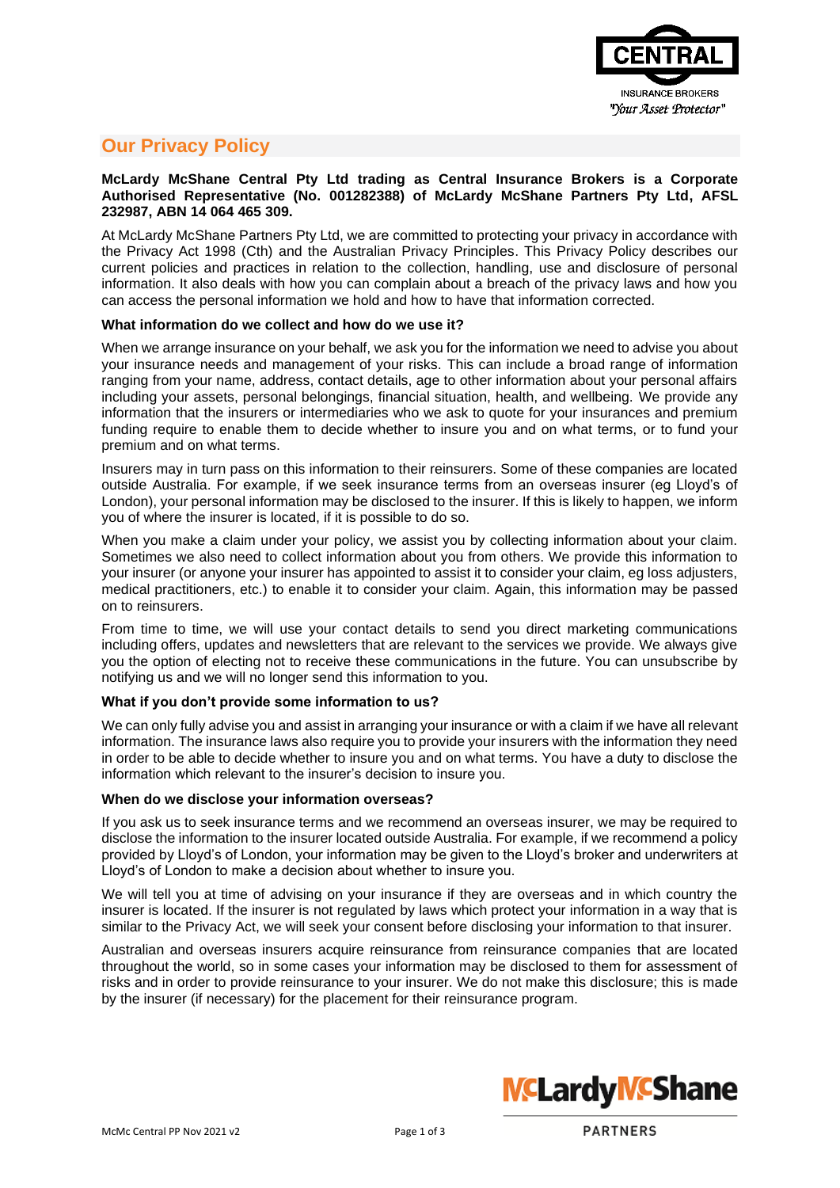# Our Privacy Policy

**McLardy McShane Central Pty Ltd trading as Central Insurance Brokers is a Corporate Authorised Representative (No. 001282388) of McLardy McShane Partners Pty Ltd, AFSL 232987, ABN 14 064 465 309.**

At McLardy McShane Partners Pty Ltd, we are committed to protecting your privacy in accordance with the Privacy Act 1998 (Cth) and the Australian Privacy Principles. This Privacy Policy describes our current policies and practices in relation to the collection, handling, use and disclosure of personal information. It also deals with how you can complain about a breach of the privacy laws and how you can access the personal information we hold and how to have that information corrected.

### What information do we collect and how do we use it?

When we arrange insurance on your behalf, we ask you for the information we need to advise you about your insurance needs and management of your risks. This can include a broad range of information ranging from your name, address, contact details, age to other information about your personal affairs including your assets, personal belongings, financial situation, health, and wellbeing. We provide any information that the insurers or intermediaries who we ask to quote for your insurances and premium funding require to enable them to decide whether to insure you and on what terms, or to fund your premium and on what terms.

Insurers may in turn pass on this information to their reinsurers. Some of these companies are located outside Australia. For example, if we seek insurance terms from an overseas insurer (eg Lloyd's of London), your personal information may be disclosed to the insurer. If this is likely to happen, we inform you of where the insurer is located, if it is possible to do so.

When you make a claim under your policy, we assist you by collecting information about your claim. Sometimes we also need to collect information about you from others. We provide this information to your insurer (or anyone your insurer has appointed to assist it to consider your claim, eg loss adjusters, medical practitioners, etc.) to enable it to consider your claim. Again, this information may be passed on to reinsurers.

From time to time, we will use your contact details to send you direct marketing communications including offers, updates and newsletters that are relevant to the services we provide. We always give you the option of electing not to receive these communications in the future. You can unsubscribe by notifying us and we will no longer send this information to you.

### What if you don't provide some information to us?

We can only fully advise you and assist in arranging your insurance or with a claim if we have all relevant information. The insurance laws also require you to provide your insurers with the information they need in order to be able to decide whether to insure you and on what terms. You have a duty to disclose the information which relevant to the insurer's decision to insure you.

### When do we disclose your information overseas?

If you ask us to seek insurance terms and we recommend an overseas insurer, we may be required to disclose the information to the insurer located outside Australia. For example, if we recommend a policy provided by Lloyd's of London, your information may be given to the Lloyd's broker and underwriters at Lloyd's of London to make a decision about whether to insure you.

We will tell you at time of advising on your insurance if they are overseas and in which country the insurer is located. If the insurer is not regulated by laws which protect your information in a way that is similar to the Privacy Act, we will seek your consent before disclosing your information to that insurer.

Australian and overseas insurers acquire reinsurance from reinsurance companies that are located throughout the world, so in some cases your information may be disclosed to them for assessment of risks and in order to provide reinsurance to your insurer. We do not make this disclosure; this is made by the insurer (if necessary) for the placement for their reinsurance program.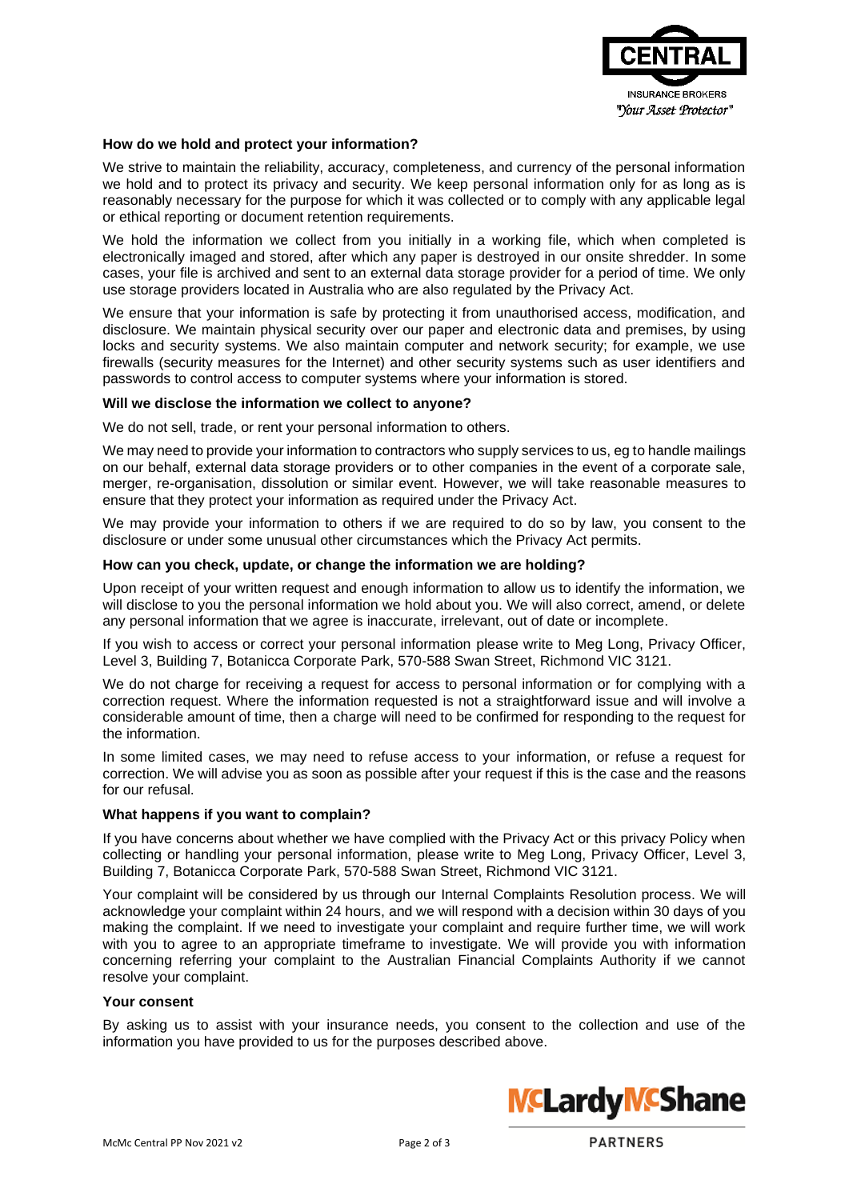**How do we hold and protect your information?**

We strive to maintain the reliability, accuracy, completeness, and currency of the personal information we hold and to protect its privacy and security. We keep personal information only for as long as is reasonably necessary for the purpose for which it was collected or to comply with any applicable legal or ethical reporting or document retention requirements.

We hold the information we collect from you initially in a working file, which when completed is electronically imaged and stored, after which any paper is destroyed in our onsite shredder. In some cases, your file is archived and sent to an external data storage provider for a period of time. We only use storage providers located in Australia who are also regulated by the Privacy Act.

We ensure that your information is safe by protecting it from unauthorised access, modification, and disclosure. We maintain physical security over our paper and electronic data and premises, by using locks and security systems. We also maintain computer and network security; for example, we use firewalls (security measures for the Internet) and other security systems such as user identifiers and passwords to control access to computer systems where your information is stored.

**Will we disclose the information we collect to anyone?**

We do not sell, trade, or rent your personal information to others.

We may need to provide your information to contractors who supply services to us, eg to handle mailings on our behalf, external data storage providers or to other companies in the event of a corporate sale, merger, re-organisation, dissolution or similar event. However, we will take reasonable measures to ensure that they protect your information as required under the Privacy Act.

We may provide your information to others if we are required to do so by law, you consent to the disclosure or under some unusual other circumstances which the Privacy Act permits.

**How can you check, update, or change the information we are holding?**

Upon receipt of your written request and enough information to allow us to identify the information, we will disclose to you the personal information we hold about you. We will also correct, amend, or delete any personal information that we agree is inaccurate, irrelevant, out of date or incomplete.

If you wish to access or correct your personal information please write to Meg Long, Privacy Officer, Level 3, Building 7, Botanicca Corporate Park, 570-588 Swan Street, Richmond VIC 3121.

We do not charge for receiving a request for access to personal information or for complying with a correction request. Where the information requested is not a straightforward issue and will involve a considerable amount of time, then a charge will need to be confirmed for responding to the request for the information.

In some limited cases, we may need to refuse access to your information, or refuse a request for correction. We will advise you as soon as possible after your request if this is the case and the reasons for our refusal.

**What happens if you want to complain?**

If you have concerns about whether we have complied with the Privacy Act or this privacy Policy when collecting or handling your personal information, please write to Meg Long, Privacy Officer, Level 3, Building 7, Botanicca Corporate Park, 570-588 Swan Street, Richmond VIC 3121.

Your complaint will be considered by us through our Internal Complaints Resolution process. We will acknowledge your complaint within 24 hours, and we will respond with a decision within 30 days of you making the complaint. If we need to investigate your complaint and require further time, we will work with you to agree to an appropriate timeframe to investigate. We will provide you with information concerning referring your complaint to the Australian Financial Complaints Authority if we cannot resolve your complaint.

**Your consent**

By asking us to assist with your insurance needs, you consent to the collection and use of the information you have provided to us for the purposes described above.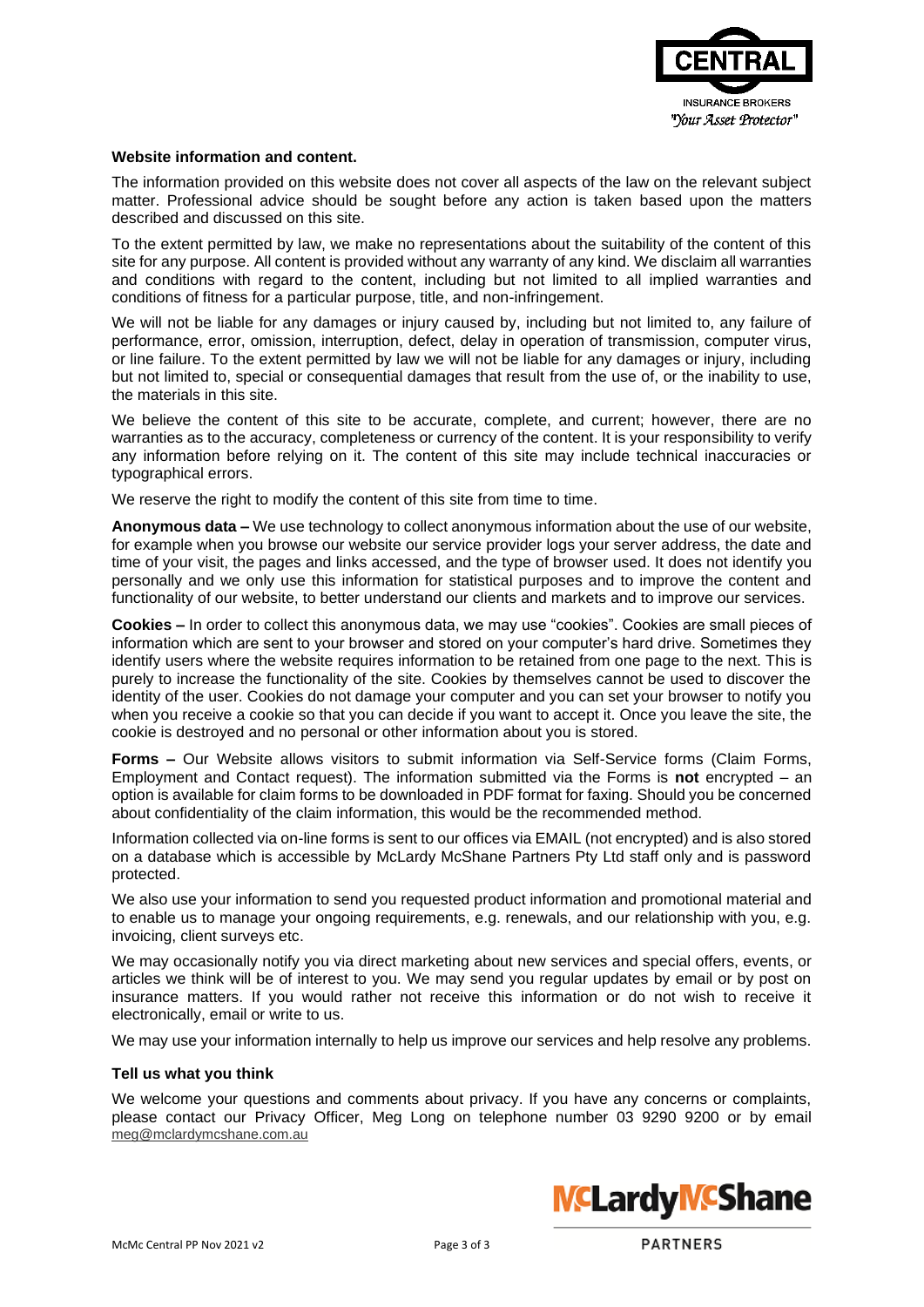## Website information and content.

The information provided on this website does not cover all aspects of the law on the relevant subject matter. Professional advice should be sought before any action is taken based upon the matters described and discussed on this site.

To the extent permitted by law, we make no representations about the suitability of the content of this site for any purpose. All content is provided without any warranty of any kind. We disclaim all warranties and conditions with regard to the content, including but not limited to all implied warranties and conditions of fitness for a particular purpose, title, and non-infringement.

We will not be liable for any damages or injury caused by, including but not limited to, any failure of performance, error, omission, interruption, defect, delay in operation of transmission, computer virus, or line failure. To the extent permitted by law we will not be liable for any damages or injury, including but not limited to, special or consequential damages that result from the use of, or the inability to use, the materials in this site.

We believe the content of this site to be accurate, complete, and current; however, there are no warranties as to the accuracy, completeness or currency of the content. It is your responsibility to verify any information before relying on it. The content of this site may include technical inaccuracies or typographical errors.

We reserve the right to modify the content of this site from time to time.

**Anonymous data –** We use technology to collect anonymous information about the use of our website, for example when you browse our website our service provider logs your server address, the date and time of your visit, the pages and links accessed, and the type of browser used. It does not identify you personally and we only use this information for statistical purposes and to improve the content and functionality of our website, to better understand our clients and markets and to improve our services.

**Cookies –** In order to collect this anonymous data, we may use "cookies". Cookies are small pieces of information which are sent to your browser and stored on your computer's hard drive. Sometimes they identify users where the website requires information to be retained from one page to the next. This is purely to increase the functionality of the site. Cookies by themselves cannot be used to discover the identity of the user. Cookies do not damage your computer and you can set your browser to notify you when you receive a cookie so that you can decide if you want to accept it. Once you leave the site, the cookie is destroyed and no personal or other information about you is stored.

**Forms –** Our Website allows visitors to submit information via Self-Service forms (Claim Forms, Employment and Contact request). The information submitted via the Forms is **not** encrypted – an option is available for claim forms to be downloaded in PDF format for faxing. Should you be concerned about confidentiality of the claim information, this would be the recommended method.

Information collected via on-line forms is sent to our offices via EMAIL (not encrypted) and is also stored on a database which is accessible by McLardy McShane Partners Pty Ltd staff only and is password protected.

We also use your information to send you requested product information and promotional material and to enable us to manage your ongoing requirements, e.g. renewals, and our relationship with you, e.g. invoicing, client surveys etc.

We may occasionally notify you via direct marketing about new services and special offers, events, or articles we think will be of interest to you. We may send you regular updates by email or by post on insurance matters. If you would rather not receive this information or do not wish to receive it electronically, email or write to us.

We may use your information internally to help us improve our services and help resolve any problems.

## Tell us what you think

We welcome your questions and comments about privacy. If you have any concerns or complaints, please contact our Privacy Officer, Meg Long on telephone number 03 9290 9200 or by email meg@mclardymcshane.com.au